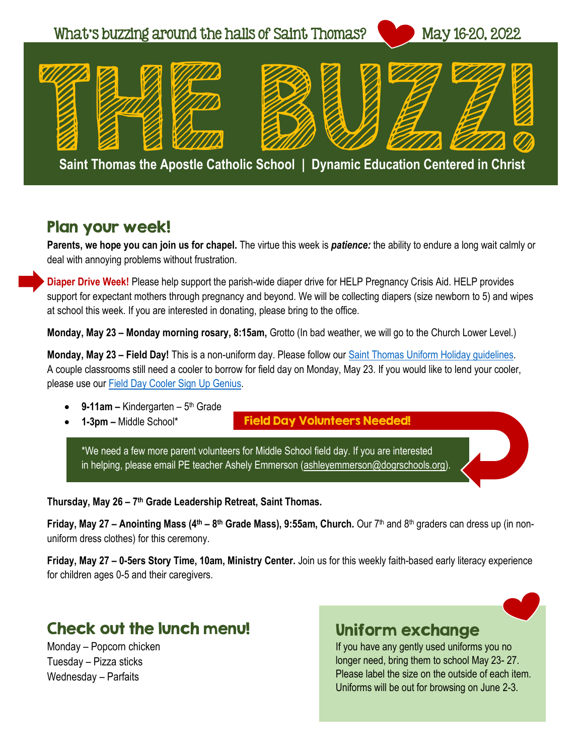What's buzzing around the halls of Saint Thomas? May 16-20, 2022

# THE BUZZ!

**Saint Thomas the Apostle Catholic School | Dynamic Education Centered in Christ**

## Plan your week!

**Parents, we hope you can join us for chapel.** The virtue this week is ***patience:*** the ability to endure a long wait calmly or deal with annoying problems without frustration.

**Diaper Drive Week!** Please help support the parish-wide diaper drive for HELP Pregnancy Crisis Aid. HELP provides support for expectant mothers through pregnancy and beyond. We will be collecting diapers (size newborn to 5) and wipes at school this week. If you are interested in donating, please bring to the office.

**Monday, May 23 – Monday morning rosary, 8:15am,** Grotto (In bad weather, we will go to the Church Lower Level.)

**Monday, May 23 – Field Day!** This is a non-uniform day. Please follow our [Saint Thomas Uniform Holiday guidelines](). A couple classrooms still need a cooler to borrow for field day on Monday, May 23. If you would like to lend your cooler, please use our [Field Day Cooler Sign Up Genius]().

- **9-11am –** Kindergarten – 5th Grade
- **1-3pm –** Middle School*

**Field Day Volunteers Needed!**

*We need a few more parent volunteers for Middle School field day. If you are interested in helping, please email PE teacher Ashely Emmerson (ashleyemmerson@dogrschools.org).

**Thursday, May 26 – 7th Grade Leadership Retreat, Saint Thomas.**

**Friday, May 27 – Anointing Mass (4th – 8th Grade Mass), 9:55am, Church.** Our 7th and 8th graders can dress up (in non-uniform dress clothes) for this ceremony.

**Friday, May 27 – 0-5ers Story Time, 10am, Ministry Center.** Join us for this weekly faith-based early literacy experience for children ages 0-5 and their caregivers.

## Check out the lunch menu!

Monday – Popcorn chicken
Tuesday – Pizza sticks
Wednesday – Parfaits

## Uniform exchange

If you have any gently used uniforms you no longer need, bring them to school May 23- 27. Please label the size on the outside of each item. Uniforms will be out for browsing on June 2-3.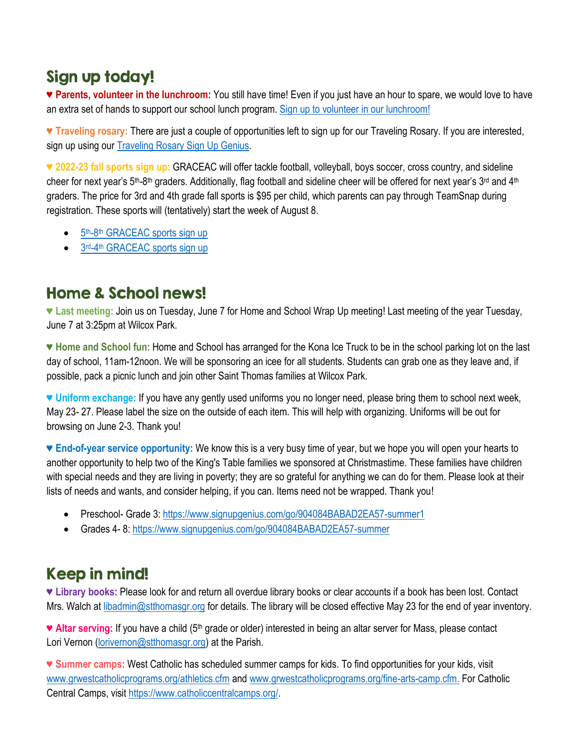## Sign up today!

♥ **Parents, volunteer in the lunchroom:** You still have time! Even if you just have an hour to spare, we would love to have an extra set of hands to support our school lunch program. Sign up to volunteer in our lunchroom!

♥ **Traveling rosary:** There are just a couple of opportunities left to sign up for our Traveling Rosary. If you are interested, sign up using our Traveling Rosary Sign Up Genius.

♥ **2022-23 fall sports sign up:** GRACEAC will offer tackle football, volleyball, boys soccer, cross country, and sideline cheer for next year's 5th-8th graders. Additionally, flag football and sideline cheer will be offered for next year's 3rd and 4th graders. The price for 3rd and 4th grade fall sports is $95 per child, which parents can pay through TeamSnap during registration. These sports will (tentatively) start the week of August 8.

- 5th-8th GRACEAC sports sign up
- 3rd-4th GRACEAC sports sign up

## Home & School news!

♥ **Last meeting:** Join us on Tuesday, June 7 for Home and School Wrap Up meeting! Last meeting of the year Tuesday, June 7 at 3:25pm at Wilcox Park.

♥ **Home and School fun:** Home and School has arranged for the Kona Ice Truck to be in the school parking lot on the last day of school, 11am-12noon. We will be sponsoring an icee for all students. Students can grab one as they leave and, if possible, pack a picnic lunch and join other Saint Thomas families at Wilcox Park.

♥ **Uniform exchange:** If you have any gently used uniforms you no longer need, please bring them to school next week, May 23- 27. Please label the size on the outside of each item. This will help with organizing. Uniforms will be out for browsing on June 2-3. Thank you!

♥ **End-of-year service opportunity:** We know this is a very busy time of year, but we hope you will open your hearts to another opportunity to help two of the King's Table families we sponsored at Christmastime. These families have children with special needs and they are living in poverty; they are so grateful for anything we can do for them. Please look at their lists of needs and wants, and consider helping, if you can. Items need not be wrapped. Thank you!

- Preschool- Grade 3: https://www.signupgenius.com/go/904084BABAD2EA57-summer1
- Grades 4- 8: https://www.signupgenius.com/go/904084BABAD2EA57-summer

## Keep in mind!

♥ **Library books:** Please look for and return all overdue library books or clear accounts if a book has been lost. Contact Mrs. Walch at libadmin@stthomasgr.org for details. The library will be closed effective May 23 for the end of year inventory.

♥ **Altar serving:** If you have a child (5th grade or older) interested in being an altar server for Mass, please contact Lori Vernon (lorivernon@stthomasgr.org) at the Parish.

♥ **Summer camps:** West Catholic has scheduled summer camps for kids. To find opportunities for your kids, visit www.grwestcatholicprograms.org/athletics.cfm and www.grwestcatholicprograms.org/fine-arts-camp.cfm. For Catholic Central Camps, visit https://www.catholiccentralcamps.org/.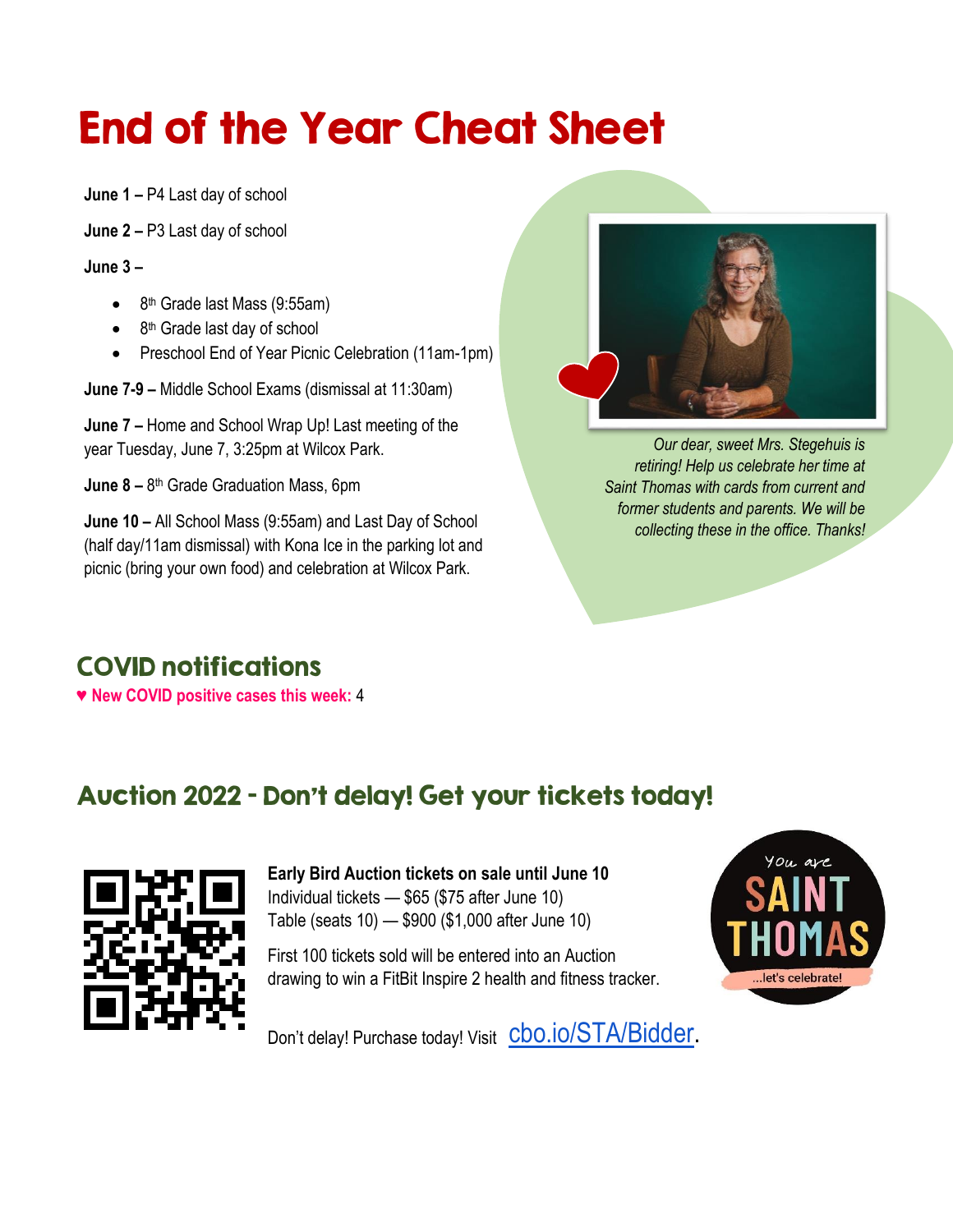# End of the Year Cheat Sheet

**June 1 –** P4 Last day of school

**June 2 –** P3 Last day of school

**June 3 –**

- 8th Grade last Mass (9:55am)
- 8th Grade last day of school
- Preschool End of Year Picnic Celebration (11am-1pm)

**June 7-9 –** Middle School Exams (dismissal at 11:30am)

**June 7 –** Home and School Wrap Up! Last meeting of the year Tuesday, June 7, 3:25pm at Wilcox Park.

**June 8 –** 8th Grade Graduation Mass, 6pm

**June 10 –** All School Mass (9:55am) and Last Day of School (half day/11am dismissal) with Kona Ice in the parking lot and picnic (bring your own food) and celebration at Wilcox Park.

*Our dear, sweet Mrs. Stegehuis is retiring! Help us celebrate her time at Saint Thomas with cards from current and former students and parents. We will be collecting these in the office. Thanks!*

## COVID notifications

♥ **New COVID positive cases this week:** 4

## Auction 2022 - Don't delay! Get your tickets today!

**Early Bird Auction tickets on sale until June 10**
Individual tickets — $65 ($75 after June 10)
Table (seats 10) — $900 ($1,000 after June 10)

First 100 tickets sold will be entered into an Auction drawing to win a FitBit Inspire 2 health and fitness tracker.

Don't delay! Purchase today! Visit cbo.io/STA/Bidder.

You are SAINT THOMAS ...let's celebrate!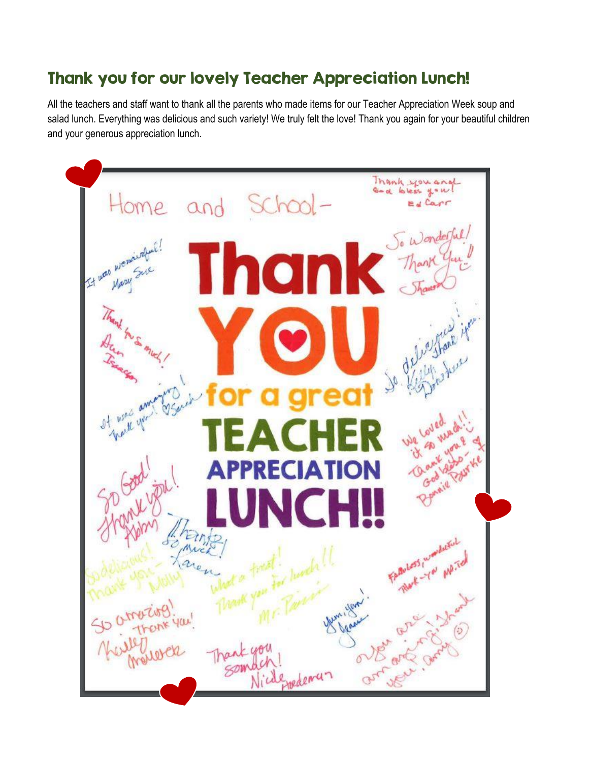## Thank you for our lovely Teacher Appreciation Lunch!

All the teachers and staff want to thank all the parents who made items for our Teacher Appreciation Week soup and salad lunch. Everything was delicious and such variety! We truly felt the love! Thank you again for your beautiful children and your generous appreciation lunch.

Home and School-

Thank YOU for a great TEACHER APPRECIATION LUNCH!!